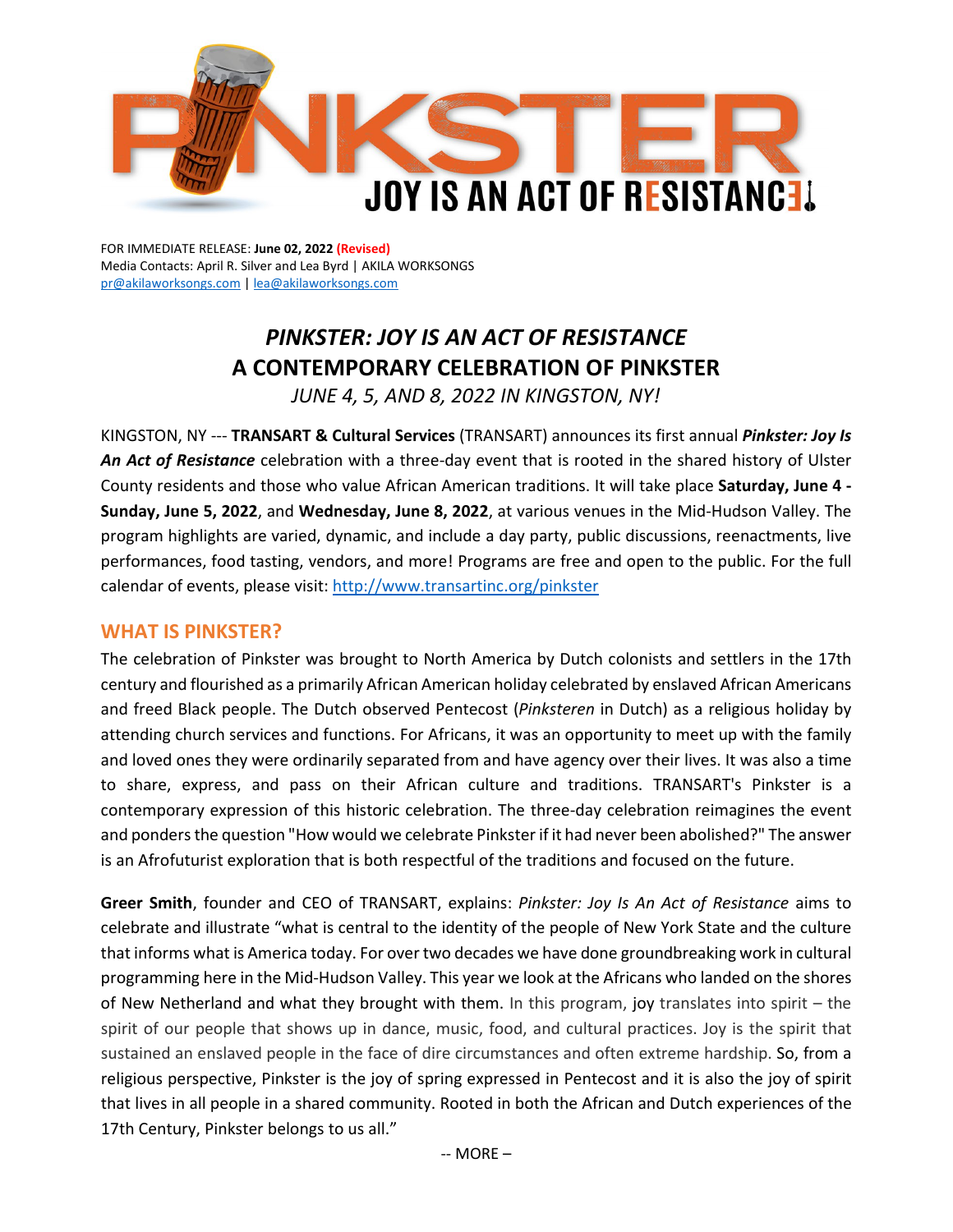# PINKSTER

## JOY IS AN ACT OF RESISTANCE

FOR IMMEDIATE RELEASE: **June 02, 2022** **(Revised)**
Media Contacts: April R. Silver and Lea Byrd | AKILA WORKSONGS
pr@akilaworksongs.com | lea@akilaworksongs.com

## *PINKSTER: JOY IS AN ACT OF RESISTANCE*
## A CONTEMPORARY CELEBRATION OF PINKSTER
*JUNE 4, 5, AND 8, 2022 IN KINGSTON, NY!*

KINGSTON, NY --- **TRANSART & Cultural Services** (TRANSART) announces its first annual ***Pinkster: Joy Is An Act of Resistance*** celebration with a three-day event that is rooted in the shared history of Ulster County residents and those who value African American traditions. It will take place **Saturday, June 4 - Sunday, June 5, 2022**, and **Wednesday, June 8, 2022**, at various venues in the Mid-Hudson Valley. The program highlights are varied, dynamic, and include a day party, public discussions, reenactments, live performances, food tasting, vendors, and more! Programs are free and open to the public. For the full calendar of events, please visit: http://www.transartinc.org/pinkster

## WHAT IS PINKSTER?

The celebration of Pinkster was brought to North America by Dutch colonists and settlers in the 17th century and flourished as a primarily African American holiday celebrated by enslaved African Americans and freed Black people. The Dutch observed Pentecost (*Pinksteren* in Dutch) as a religious holiday by attending church services and functions. For Africans, it was an opportunity to meet up with the family and loved ones they were ordinarily separated from and have agency over their lives. It was also a time to share, express, and pass on their African culture and traditions. TRANSART's Pinkster is a contemporary expression of this historic celebration. The three-day celebration reimagines the event and ponders the question "How would we celebrate Pinkster if it had never been abolished?" The answer is an Afrofuturist exploration that is both respectful of the traditions and focused on the future.

**Greer Smith**, founder and CEO of TRANSART, explains: *Pinkster: Joy Is An Act of Resistance* aims to celebrate and illustrate "what is central to the identity of the people of New York State and the culture that informs what is America today. For over two decades we have done groundbreaking work in cultural programming here in the Mid-Hudson Valley. This year we look at the Africans who landed on the shores of New Netherland and what they brought with them. In this program, joy translates into spirit – the spirit of our people that shows up in dance, music, food, and cultural practices. Joy is the spirit that sustained an enslaved people in the face of dire circumstances and often extreme hardship. So, from a religious perspective, Pinkster is the joy of spring expressed in Pentecost and it is also the joy of spirit that lives in all people in a shared community. Rooted in both the African and Dutch experiences of the 17th Century, Pinkster belongs to us all."

-- MORE –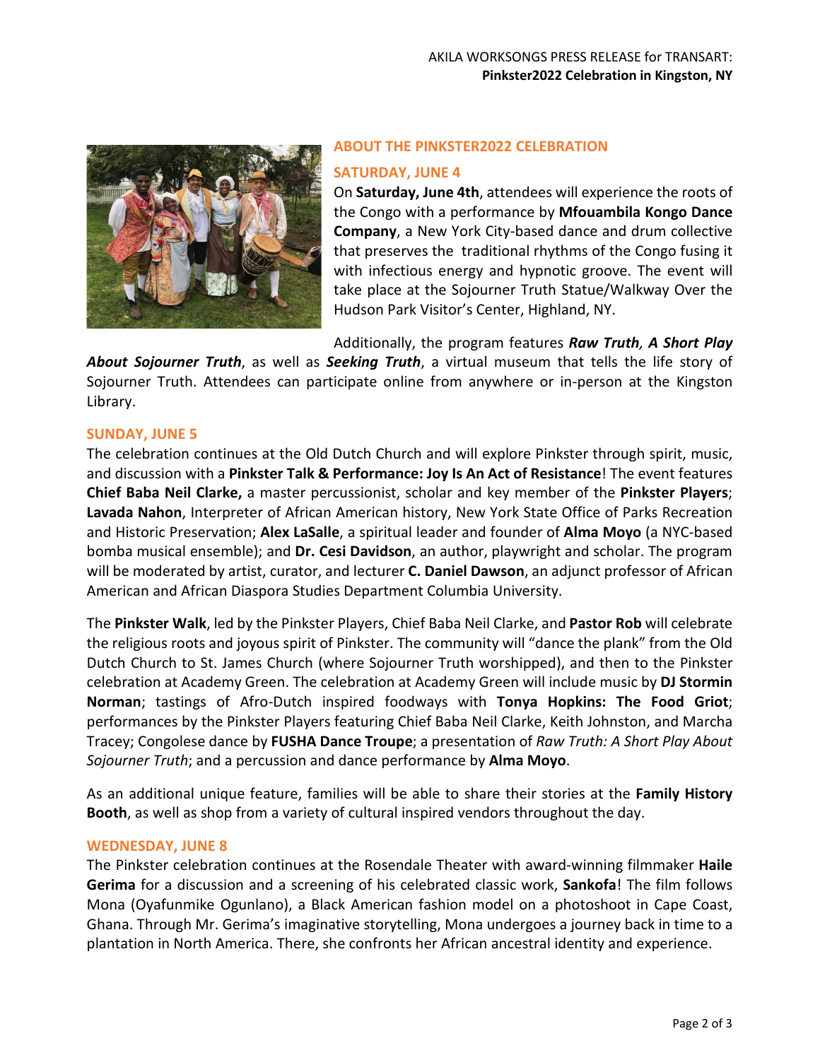## ABOUT THE PINKSTER2022 CELEBRATION

### SATURDAY, JUNE 4

On **Saturday, June 4th**, attendees will experience the roots of the Congo with a performance by **Mfouambila Kongo Dance Company**, a New York City-based dance and drum collective that preserves the traditional rhythms of the Congo fusing it with infectious energy and hypnotic groove. The event will take place at the Sojourner Truth Statue/Walkway Over the Hudson Park Visitor's Center, Highland, NY.

Additionally, the program features ***Raw Truth, A Short Play About Sojourner Truth***, as well as ***Seeking Truth***, a virtual museum that tells the life story of Sojourner Truth. Attendees can participate online from anywhere or in-person at the Kingston Library.

### SUNDAY, JUNE 5

The celebration continues at the Old Dutch Church and will explore Pinkster through spirit, music, and discussion with a **Pinkster Talk & Performance: Joy Is An Act of Resistance**! The event features **Chief Baba Neil Clarke,** a master percussionist, scholar and key member of the **Pinkster Players**; **Lavada Nahon**, Interpreter of African American history, New York State Office of Parks Recreation and Historic Preservation; **Alex LaSalle**, a spiritual leader and founder of **Alma Moyo** (a NYC-based bomba musical ensemble); and **Dr. Cesi Davidson**, an author, playwright and scholar. The program will be moderated by artist, curator, and lecturer **C. Daniel Dawson**, an adjunct professor of African American and African Diaspora Studies Department Columbia University.

The **Pinkster Walk**, led by the Pinkster Players, Chief Baba Neil Clarke, and **Pastor Rob** will celebrate the religious roots and joyous spirit of Pinkster. The community will "dance the plank" from the Old Dutch Church to St. James Church (where Sojourner Truth worshipped), and then to the Pinkster celebration at Academy Green. The celebration at Academy Green will include music by **DJ Stormin Norman**; tastings of Afro-Dutch inspired foodways with **Tonya Hopkins: The Food Griot**; performances by the Pinkster Players featuring Chief Baba Neil Clarke, Keith Johnston, and Marcha Tracey; Congolese dance by **FUSHA Dance Troupe**; a presentation of *Raw Truth: A Short Play About Sojourner Truth*; and a percussion and dance performance by **Alma Moyo**.

As an additional unique feature, families will be able to share their stories at the **Family History Booth**, as well as shop from a variety of cultural inspired vendors throughout the day.

### WEDNESDAY, JUNE 8

The Pinkster celebration continues at the Rosendale Theater with award-winning filmmaker **Haile Gerima** for a discussion and a screening of his celebrated classic work, **Sankofa**! The film follows Mona (Oyafunmike Ogunlano), a Black American fashion model on a photoshoot in Cape Coast, Ghana. Through Mr. Gerima's imaginative storytelling, Mona undergoes a journey back in time to a plantation in North America. There, she confronts her African ancestral identity and experience.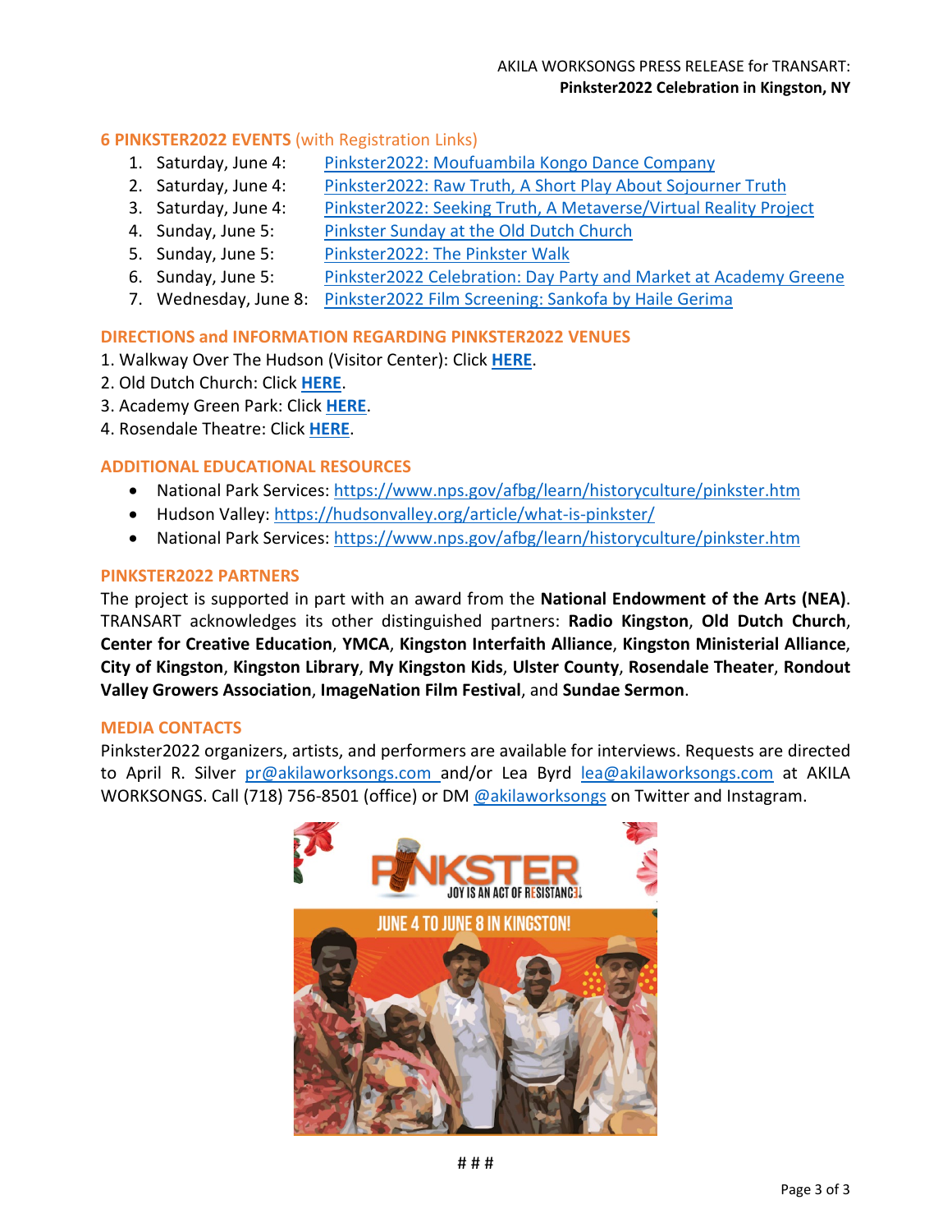## 6 PINKSTER2022 EVENTS (with Registration Links)

1. Saturday, June 4: Pinkster2022: Moufuambila Kongo Dance Company
2. Saturday, June 4: Pinkster2022: Raw Truth, A Short Play About Sojourner Truth
3. Saturday, June 4: Pinkster2022: Seeking Truth, A Metaverse/Virtual Reality Project
4. Sunday, June 5: Pinkster Sunday at the Old Dutch Church
5. Sunday, June 5: Pinkster2022: The Pinkster Walk
6. Sunday, June 5: Pinkster2022 Celebration: Day Party and Market at Academy Greene
7. Wednesday, June 8: Pinkster2022 Film Screening: Sankofa by Haile Gerima

## DIRECTIONS and INFORMATION REGARDING PINKSTER2022 VENUES

1. Walkway Over The Hudson (Visitor Center): Click **HERE**.
2. Old Dutch Church: Click **HERE**.
3. Academy Green Park: Click **HERE**.
4. Rosendale Theatre: Click **HERE**.

## ADDITIONAL EDUCATIONAL RESOURCES

- National Park Services: https://www.nps.gov/afbg/learn/historyculture/pinkster.htm
- Hudson Valley: https://hudsonvalley.org/article/what-is-pinkster/
- National Park Services: https://www.nps.gov/afbg/learn/historyculture/pinkster.htm

## PINKSTER2022 PARTNERS

The project is supported in part with an award from the **National Endowment of the Arts (NEA)**. TRANSART acknowledges its other distinguished partners: **Radio Kingston**, **Old Dutch Church**, **Center for Creative Education**, **YMCA**, **Kingston Interfaith Alliance**, **Kingston Ministerial Alliance**, **City of Kingston**, **Kingston Library**, **My Kingston Kids**, **Ulster County**, **Rosendale Theater**, **Rondout Valley Growers Association**, **ImageNation Film Festival**, and **Sundae Sermon**.

## MEDIA CONTACTS

Pinkster2022 organizers, artists, and performers are available for interviews. Requests are directed to April R. Silver pr@akilaworksongs.com and/or Lea Byrd lea@akilaworksongs.com at AKILA WORKSONGS. Call (718) 756-8501 (office) or DM @akilaworksongs on Twitter and Instagram.

# # #